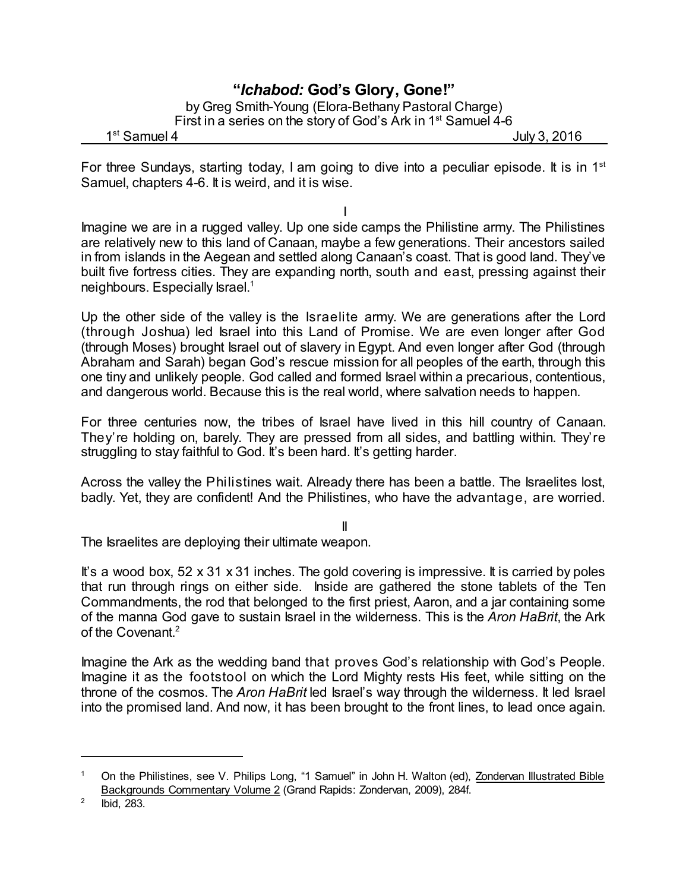# "*Ichabod:* God's Glory, Gone!"

by Greg Smith-Young (Elora-Bethany Pastoral Charge)
First in a series on the story of God's Ark in 1st Samuel 4-6

1st Samuel 4 — July 3, 2016

For three Sundays, starting today, I am going to dive into a peculiar episode. It is in 1st Samuel, chapters 4-6. It is weird, and it is wise.

## I

Imagine we are in a rugged valley. Up one side camps the Philistine army. The Philistines are relatively new to this land of Canaan, maybe a few generations. Their ancestors sailed in from islands in the Aegean and settled along Canaan's coast. That is good land. They've built five fortress cities. They are expanding north, south and east, pressing against their neighbours. Especially Israel.[1]

Up the other side of the valley is the Israelite army. We are generations after the Lord (through Joshua) led Israel into this Land of Promise. We are even longer after God (through Moses) brought Israel out of slavery in Egypt. And even longer after God (through Abraham and Sarah) began God's rescue mission for all peoples of the earth, through this one tiny and unlikely people. God called and formed Israel within a precarious, contentious, and dangerous world. Because this is the real world, where salvation needs to happen.

For three centuries now, the tribes of Israel have lived in this hill country of Canaan. They're holding on, barely. They are pressed from all sides, and battling within. They're struggling to stay faithful to God. It's been hard. It's getting harder.

Across the valley the Philistines wait. Already there has been a battle. The Israelites lost, badly. Yet, they are confident! And the Philistines, who have the advantage, are worried.

## II

The Israelites are deploying their ultimate weapon.

It's a wood box, 52 x 31 x 31 inches. The gold covering is impressive. It is carried by poles that run through rings on either side. Inside are gathered the stone tablets of the Ten Commandments, the rod that belonged to the first priest, Aaron, and a jar containing some of the manna God gave to sustain Israel in the wilderness. This is the *Aron HaBrit*, the Ark of the Covenant.[2]

Imagine the Ark as the wedding band that proves God's relationship with God's People. Imagine it as the footstool on which the Lord Mighty rests His feet, while sitting on the throne of the cosmos. The *Aron HaBrit* led Israel's way through the wilderness. It led Israel into the promised land. And now, it has been brought to the front lines, to lead once again.

---

[1] On the Philistines, see V. Philips Long, "1 Samuel" in John H. Walton (ed), Zondervan Illustrated Bible Backgrounds Commentary Volume 2 (Grand Rapids: Zondervan, 2009), 284f.

[2] Ibid, 283.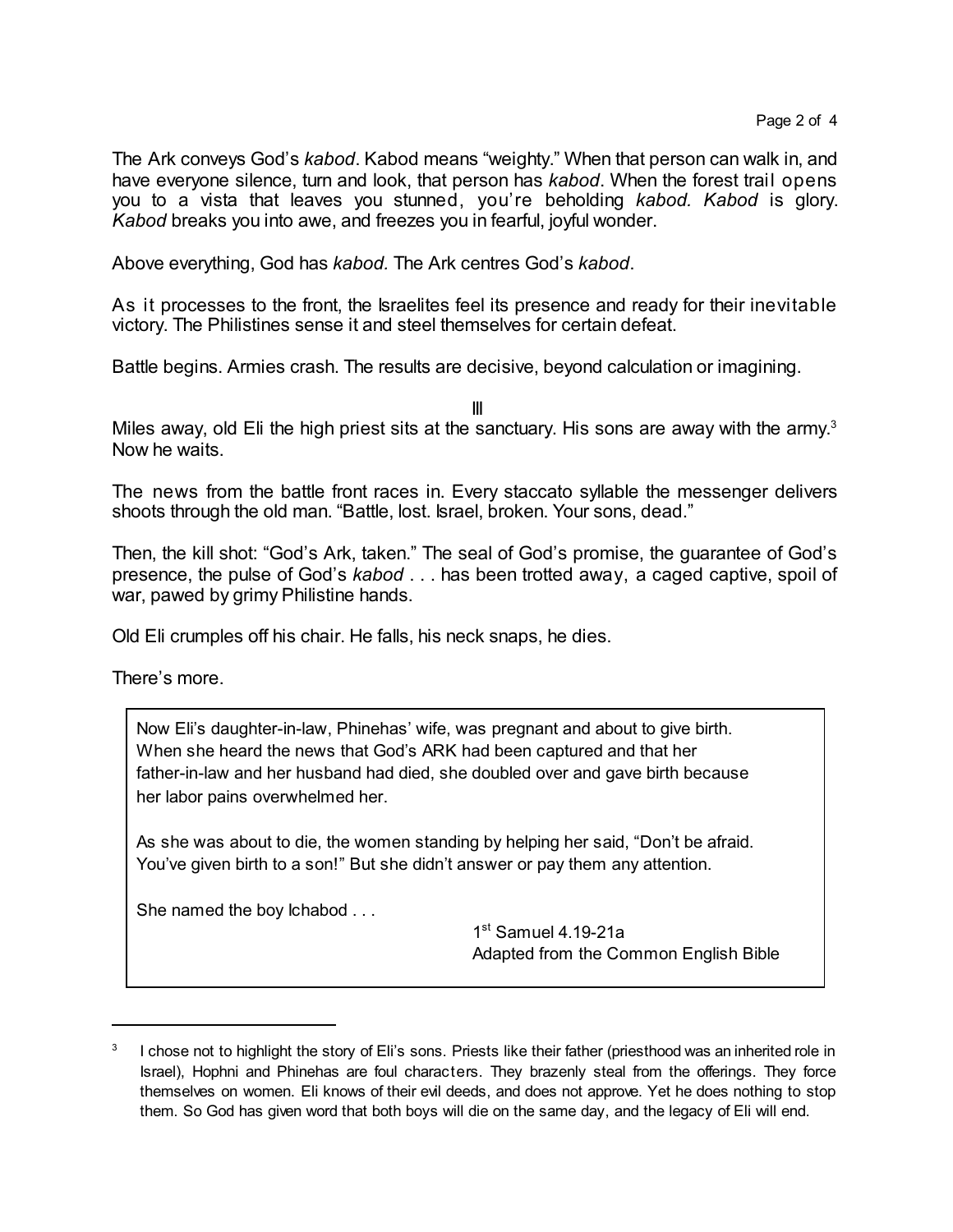The Ark conveys God's *kabod*. Kabod means "weighty." When that person can walk in, and have everyone silence, turn and look, that person has *kabod*. When the forest trail opens you to a vista that leaves you stunned, you're beholding *kabod. Kabod* is glory. *Kabod* breaks you into awe, and freezes you in fearful, joyful wonder.

Above everything, God has *kabod.* The Ark centres God's *kabod*.

As it processes to the front, the Israelites feel its presence and ready for their inevitable victory. The Philistines sense it and steel themselves for certain defeat.

Battle begins. Armies crash. The results are decisive, beyond calculation or imagining.

III

Miles away, old Eli the high priest sits at the sanctuary. His sons are away with the army.[3] Now he waits.

The news from the battle front races in. Every staccato syllable the messenger delivers shoots through the old man. "Battle, lost. Israel, broken. Your sons, dead."

Then, the kill shot: "God's Ark, taken." The seal of God's promise, the guarantee of God's presence, the pulse of God's *kabod* . . . has been trotted away, a caged captive, spoil of war, pawed by grimy Philistine hands.

Old Eli crumples off his chair. He falls, his neck snaps, he dies.

There's more.

> Now Eli's daughter-in-law, Phinehas' wife, was pregnant and about to give birth. When she heard the news that God's ARK had been captured and that her father-in-law and her husband had died, she doubled over and gave birth because her labor pains overwhelmed her.
>
> As she was about to die, the women standing by helping her said, "Don't be afraid. You've given birth to a son!" But she didn't answer or pay them any attention.
>
> She named the boy Ichabod . . .
>
> 1st Samuel 4.19-21a
> Adapted from the Common English Bible

---

[3] I chose not to highlight the story of Eli's sons. Priests like their father (priesthood was an inherited role in Israel), Hophni and Phinehas are foul characters. They brazenly steal from the offerings. They force themselves on women. Eli knows of their evil deeds, and does not approve. Yet he does nothing to stop them. So God has given word that both boys will die on the same day, and the legacy of Eli will end.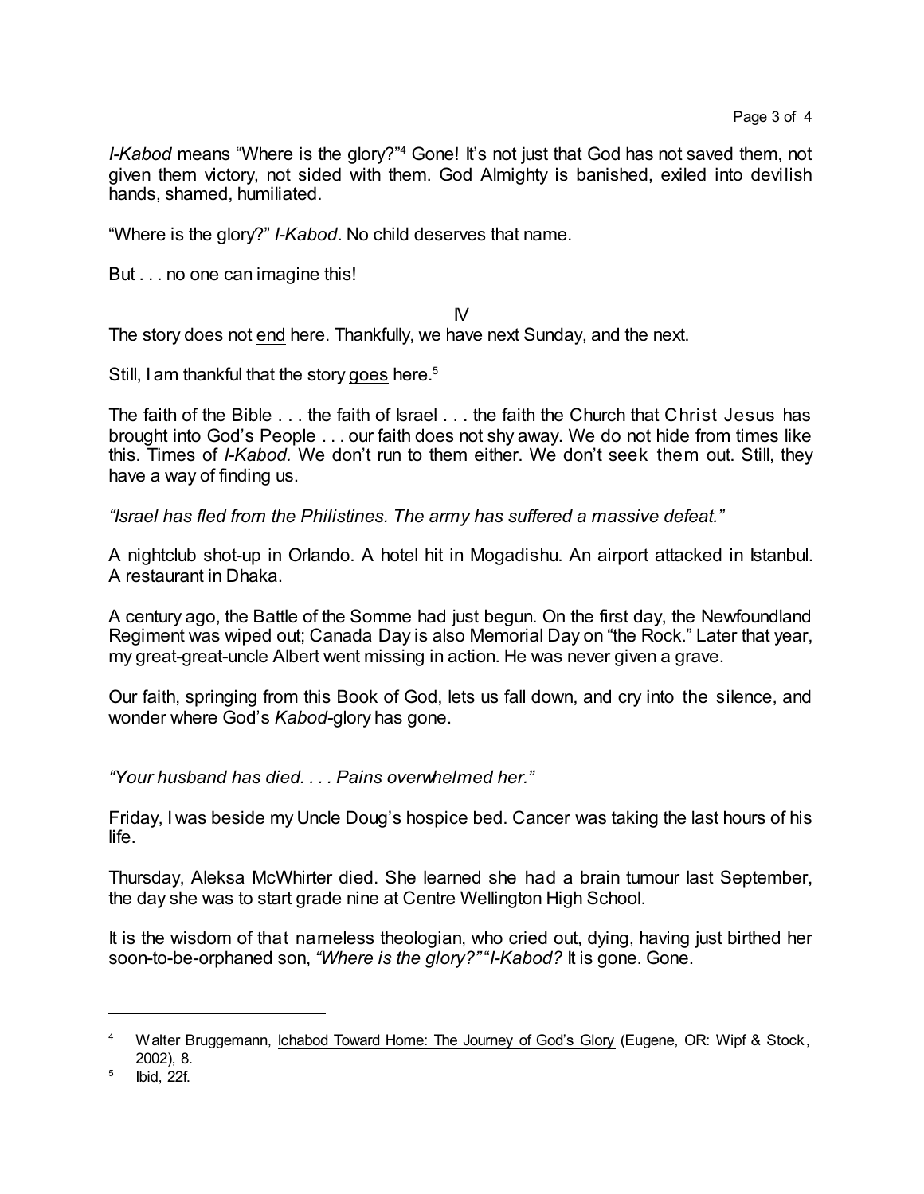*I-Kabod* means "Where is the glory?"[4] Gone! It's not just that God has not saved them, not given them victory, not sided with them. God Almighty is banished, exiled into devilish hands, shamed, humiliated.

"Where is the glory?" *I-Kabod*. No child deserves that name.

But . . . no one can imagine this!

IV

The story does not <u>end</u> here. Thankfully, we have next Sunday, and the next.

Still, I am thankful that the story <u>goes</u> here.[5]

The faith of the Bible . . . the faith of Israel . . . the faith the Church that Christ Jesus has brought into God's People . . . our faith does not shy away. We do not hide from times like this. Times of *I-Kabod.* We don't run to them either. We don't seek them out. Still, they have a way of finding us.

*"Israel has fled from the Philistines. The army has suffered a massive defeat."*

A nightclub shot-up in Orlando. A hotel hit in Mogadishu. An airport attacked in Istanbul. A restaurant in Dhaka.

A century ago, the Battle of the Somme had just begun. On the first day, the Newfoundland Regiment was wiped out; Canada Day is also Memorial Day on "the Rock." Later that year, my great-great-uncle Albert went missing in action. He was never given a grave.

Our faith, springing from this Book of God, lets us fall down, and cry into the silence, and wonder where God's *Kabod*-glory has gone.

*"Your husband has died. . . . Pains overwhelmed her."*

Friday, I was beside my Uncle Doug's hospice bed. Cancer was taking the last hours of his life.

Thursday, Aleksa McWhirter died. She learned she had a brain tumour last September, the day she was to start grade nine at Centre Wellington High School.

It is the wisdom of that nameless theologian, who cried out, dying, having just birthed her soon-to-be-orphaned son, *"Where is the glory?"* "*I-Kabod?* It is gone. Gone.

---

[4] Walter Bruggemann, <u>Ichabod Toward Home: The Journey of God's Glory</u> (Eugene, OR: Wipf & Stock, 2002), 8.

[5] Ibid, 22f.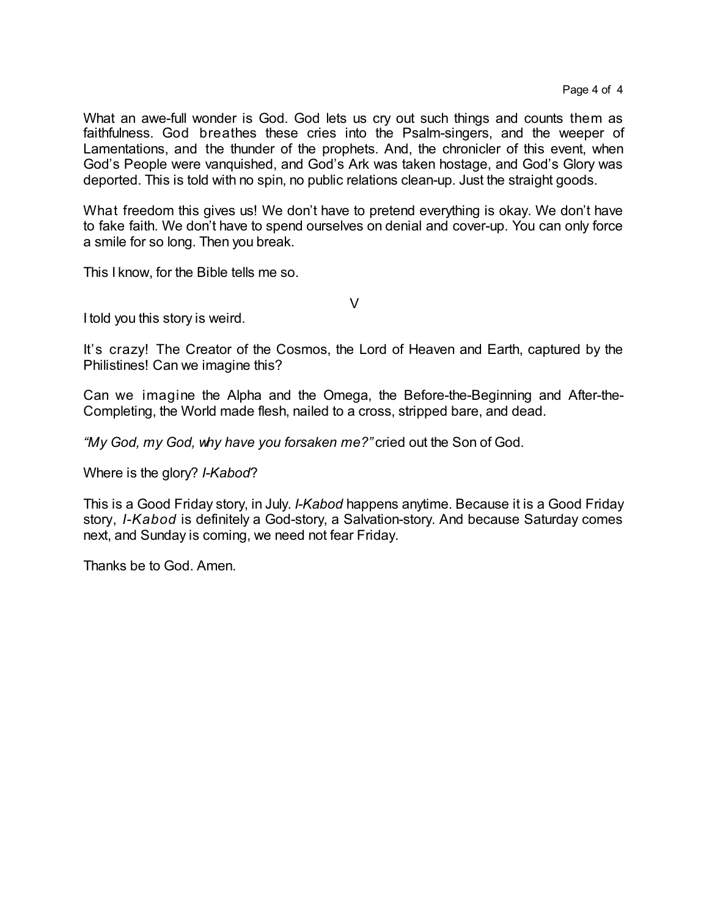What an awe-full wonder is God. God lets us cry out such things and counts them as faithfulness. God breathes these cries into the Psalm-singers, and the weeper of Lamentations, and the thunder of the prophets. And, the chronicler of this event, when God's People were vanquished, and God's Ark was taken hostage, and God's Glory was deported. This is told with no spin, no public relations clean-up. Just the straight goods.

What freedom this gives us! We don't have to pretend everything is okay. We don't have to fake faith. We don't have to spend ourselves on denial and cover-up. You can only force a smile for so long. Then you break.

This I know, for the Bible tells me so.

V

I told you this story is weird.

It's crazy! The Creator of the Cosmos, the Lord of Heaven and Earth, captured by the Philistines! Can we imagine this?

Can we imagine the Alpha and the Omega, the Before-the-Beginning and After-the-Completing, the World made flesh, nailed to a cross, stripped bare, and dead.

*"My God, my God, why have you forsaken me?"* cried out the Son of God.

Where is the glory? *I-Kabod*?

This is a Good Friday story, in July. *I-Kabod* happens anytime. Because it is a Good Friday story, *I-Kabod* is definitely a God-story, a Salvation-story. And because Saturday comes next, and Sunday is coming, we need not fear Friday.

Thanks be to God. Amen.